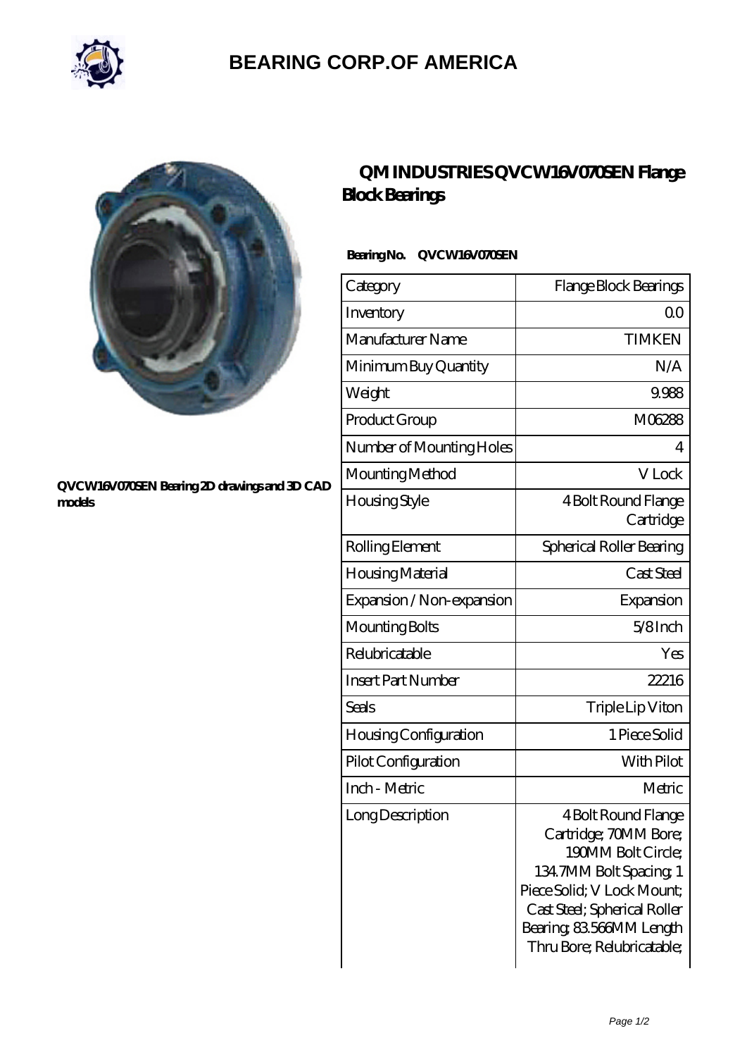# BEARING CORP.OF AMERICA

QVCW16V070SEN Bearing 2D drawings and 3D CAD models

## QM INDUSTRIES QVCW16V070SEN Flange Block Bearings

**Bearing No. QVCW16V070SEN**

| Category | Flange Block Bearings |
|---|---|
| Inventory | 0.0 |
| Manufacturer Name | TIMKEN |
| Minimum Buy Quantity | N/A |
| Weight | 9.988 |
| Product Group | M06288 |
| Number of Mounting Holes | 4 |
| Mounting Method | V Lock |
| Housing Style | 4 Bolt Round Flange Cartridge |
| Rolling Element | Spherical Roller Bearing |
| Housing Material | Cast Steel |
| Expansion / Non-expansion | Expansion |
| Mounting Bolts | 5/8 Inch |
| Relubricatable | Yes |
| Insert Part Number | 22216 |
| Seals | Triple Lip Viton |
| Housing Configuration | 1 Piece Solid |
| Pilot Configuration | With Pilot |
| Inch - Metric | Metric |
| Long Description | 4 Bolt Round Flange Cartridge; 70MM Bore; 190MM Bolt Circle; 134.7MM Bolt Spacing; 1 Piece Solid; V Lock Mount; Cast Steel; Spherical Roller Bearing; 83.566MM Length Thru Bore; Relubricatable; |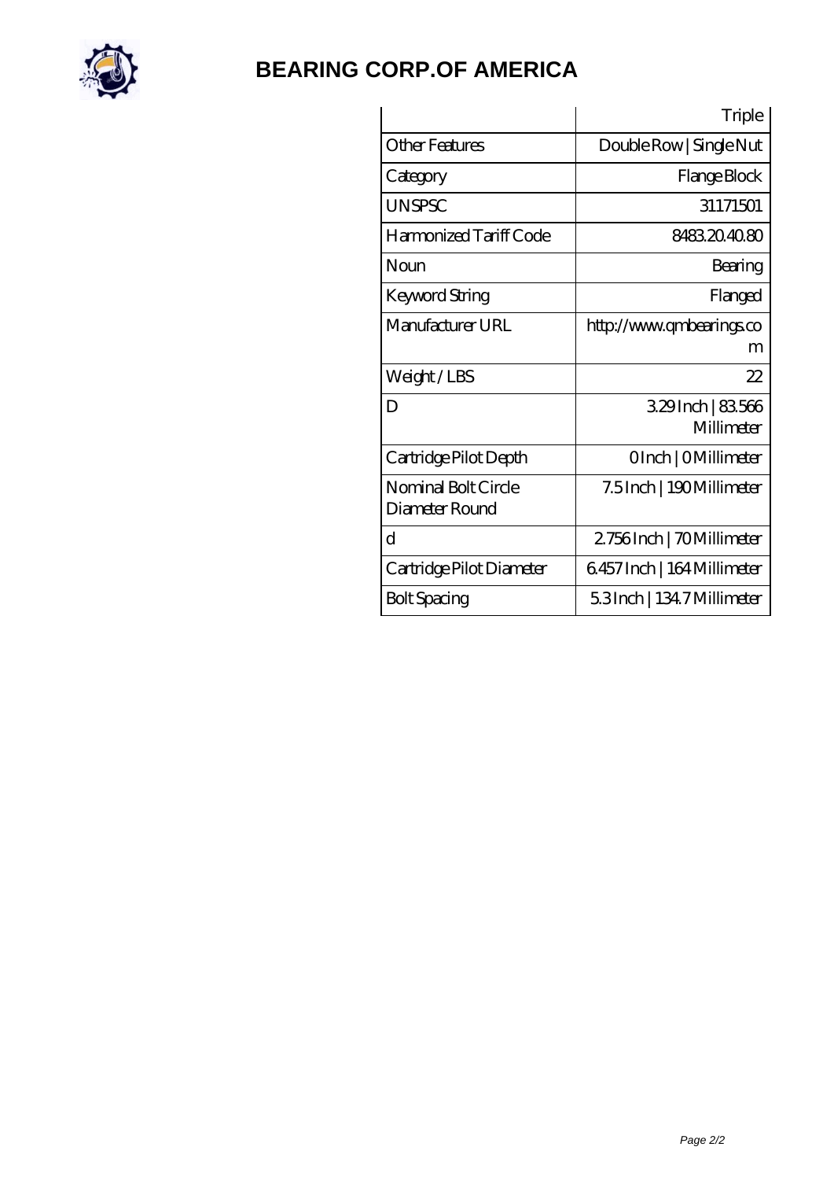# BEARING CORP.OF AMERICA

| | |
|---|---|
| | Triple |
| Other Features | Double Row \| Single Nut |
| Category | Flange Block |
| UNSPSC | 31171501 |
| Harmonized Tariff Code | 8483.20.40.80 |
| Noun | Bearing |
| Keyword String | Flanged |
| Manufacturer URL | http://www.qmbearings.com |
| Weight / LBS | 22 |
| D | 3.29 Inch \| 83.566 Millimeter |
| Cartridge Pilot Depth | 0 Inch \| 0 Millimeter |
| Nominal Bolt Circle Diameter Round | 7.5 Inch \| 190 Millimeter |
| d | 2.756 Inch \| 70 Millimeter |
| Cartridge Pilot Diameter | 6.457 Inch \| 164 Millimeter |
| Bolt Spacing | 5.3 Inch \| 134.7 Millimeter |